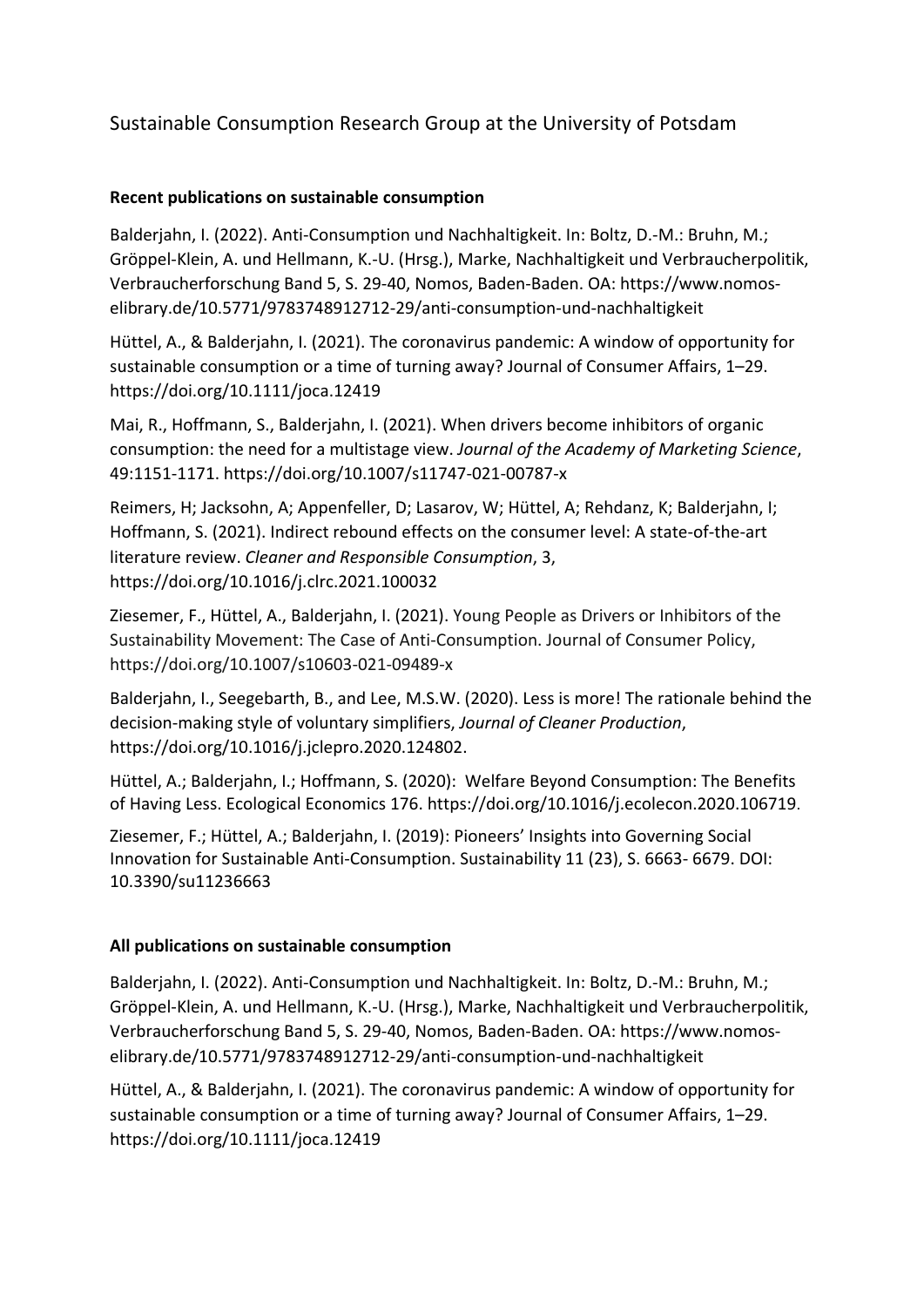# Sustainable Consumption Research Group at the University of Potsdam

## Recent publications on sustainable consumption

Balderjahn, I. (2022). Anti-Consumption und Nachhaltigkeit. In: Boltz, D.-M.: Bruhn, M.; Gröppel-Klein, A. und Hellmann, K.-U. (Hrsg.), Marke, Nachhaltigkeit und Verbraucherpolitik, Verbraucherforschung Band 5, S. 29-40, Nomos, Baden-Baden. OA: https://www.nomos-elibrary.de/10.5771/9783748912712-29/anti-consumption-und-nachhaltigkeit

Hüttel, A., & Balderjahn, I. (2021). The coronavirus pandemic: A window of opportunity for sustainable consumption or a time of turning away? Journal of Consumer Affairs, 1–29. https://doi.org/10.1111/joca.12419

Mai, R., Hoffmann, S., Balderjahn, I. (2021). When drivers become inhibitors of organic consumption: the need for a multistage view. *Journal of the Academy of Marketing Science*, 49:1151-1171. https://doi.org/10.1007/s11747-021-00787-x

Reimers, H; Jacksohn, A; Appenfeller, D; Lasarov, W; Hüttel, A; Rehdanz, K; Balderjahn, I; Hoffmann, S. (2021). Indirect rebound effects on the consumer level: A state-of-the-art literature review. *Cleaner and Responsible Consumption*, 3, https://doi.org/10.1016/j.clrc.2021.100032

Ziesemer, F., Hüttel, A., Balderjahn, I. (2021). Young People as Drivers or Inhibitors of the Sustainability Movement: The Case of Anti-Consumption. Journal of Consumer Policy, https://doi.org/10.1007/s10603-021-09489-x

Balderjahn, I., Seegebarth, B., and Lee, M.S.W. (2020). Less is more! The rationale behind the decision-making style of voluntary simplifiers, *Journal of Cleaner Production*, https://doi.org/10.1016/j.jclepro.2020.124802.

Hüttel, A.; Balderjahn, I.; Hoffmann, S. (2020): Welfare Beyond Consumption: The Benefits of Having Less. Ecological Economics 176. https://doi.org/10.1016/j.ecolecon.2020.106719.

Ziesemer, F.; Hüttel, A.; Balderjahn, I. (2019): Pioneers' Insights into Governing Social Innovation for Sustainable Anti-Consumption. Sustainability 11 (23), S. 6663- 6679. DOI: 10.3390/su11236663

## All publications on sustainable consumption

Balderjahn, I. (2022). Anti-Consumption und Nachhaltigkeit. In: Boltz, D.-M.: Bruhn, M.; Gröppel-Klein, A. und Hellmann, K.-U. (Hrsg.), Marke, Nachhaltigkeit und Verbraucherpolitik, Verbraucherforschung Band 5, S. 29-40, Nomos, Baden-Baden. OA: https://www.nomos-elibrary.de/10.5771/9783748912712-29/anti-consumption-und-nachhaltigkeit

Hüttel, A., & Balderjahn, I. (2021). The coronavirus pandemic: A window of opportunity for sustainable consumption or a time of turning away? Journal of Consumer Affairs, 1–29. https://doi.org/10.1111/joca.12419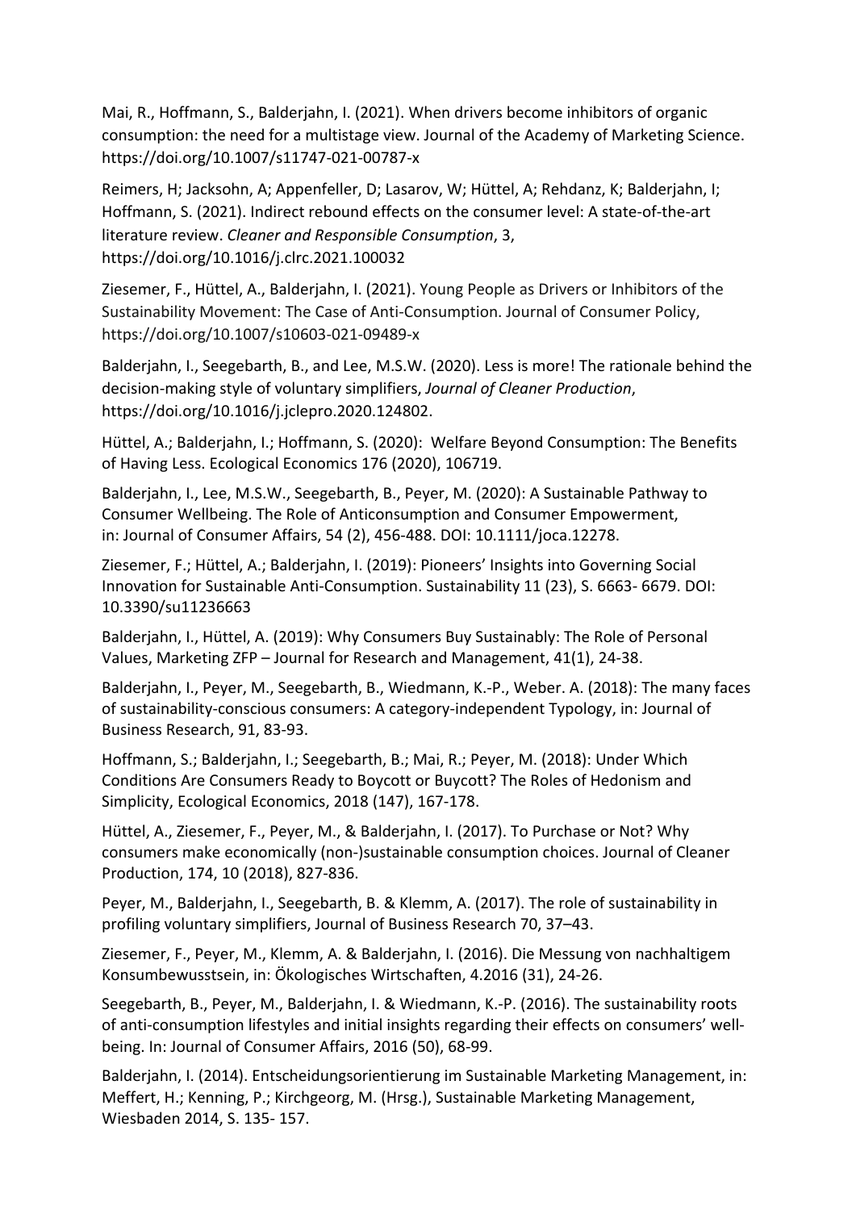Mai, R., Hoffmann, S., Balderjahn, I. (2021). When drivers become inhibitors of organic consumption: the need for a multistage view. Journal of the Academy of Marketing Science. https://doi.org/10.1007/s11747-021-00787-x

Reimers, H; Jacksohn, A; Appenfeller, D; Lasarov, W; Hüttel, A; Rehdanz, K; Balderjahn, I; Hoffmann, S. (2021). Indirect rebound effects on the consumer level: A state-of-the-art literature review. *Cleaner and Responsible Consumption*, 3, https://doi.org/10.1016/j.clrc.2021.100032

Ziesemer, F., Hüttel, A., Balderjahn, I. (2021). Young People as Drivers or Inhibitors of the Sustainability Movement: The Case of Anti-Consumption. Journal of Consumer Policy, https://doi.org/10.1007/s10603-021-09489-x

Balderjahn, I., Seegebarth, B., and Lee, M.S.W. (2020). Less is more! The rationale behind the decision-making style of voluntary simplifiers, *Journal of Cleaner Production*, https://doi.org/10.1016/j.jclepro.2020.124802.

Hüttel, A.; Balderjahn, I.; Hoffmann, S. (2020): Welfare Beyond Consumption: The Benefits of Having Less. Ecological Economics 176 (2020), 106719.

Balderjahn, I., Lee, M.S.W., Seegebarth, B., Peyer, M. (2020): A Sustainable Pathway to Consumer Wellbeing. The Role of Anticonsumption and Consumer Empowerment, in: Journal of Consumer Affairs, 54 (2), 456-488. DOI: 10.1111/joca.12278.

Ziesemer, F.; Hüttel, A.; Balderjahn, I. (2019): Pioneers' Insights into Governing Social Innovation for Sustainable Anti-Consumption. Sustainability 11 (23), S. 6663- 6679. DOI: 10.3390/su11236663

Balderjahn, I., Hüttel, A. (2019): Why Consumers Buy Sustainably: The Role of Personal Values, Marketing ZFP – Journal for Research and Management, 41(1), 24-38.

Balderjahn, I., Peyer, M., Seegebarth, B., Wiedmann, K.-P., Weber. A. (2018): The many faces of sustainability-conscious consumers: A category-independent Typology, in: Journal of Business Research, 91, 83-93.

Hoffmann, S.; Balderjahn, I.; Seegebarth, B.; Mai, R.; Peyer, M. (2018): Under Which Conditions Are Consumers Ready to Boycott or Buycott? The Roles of Hedonism and Simplicity, Ecological Economics, 2018 (147), 167-178.

Hüttel, A., Ziesemer, F., Peyer, M., & Balderjahn, I. (2017). To Purchase or Not? Why consumers make economically (non-)sustainable consumption choices. Journal of Cleaner Production, 174, 10 (2018), 827-836.

Peyer, M., Balderjahn, I., Seegebarth, B. & Klemm, A. (2017). The role of sustainability in profiling voluntary simplifiers, Journal of Business Research 70, 37–43.

Ziesemer, F., Peyer, M., Klemm, A. & Balderjahn, I. (2016). Die Messung von nachhaltigem Konsumbewusstsein, in: Ökologisches Wirtschaften, 4.2016 (31), 24-26.

Seegebarth, B., Peyer, M., Balderjahn, I. & Wiedmann, K.-P. (2016). The sustainability roots of anti-consumption lifestyles and initial insights regarding their effects on consumers' well-being. In: Journal of Consumer Affairs, 2016 (50), 68-99.

Balderjahn, I. (2014). Entscheidungsorientierung im Sustainable Marketing Management, in: Meffert, H.; Kenning, P.; Kirchgeorg, M. (Hrsg.), Sustainable Marketing Management, Wiesbaden 2014, S. 135- 157.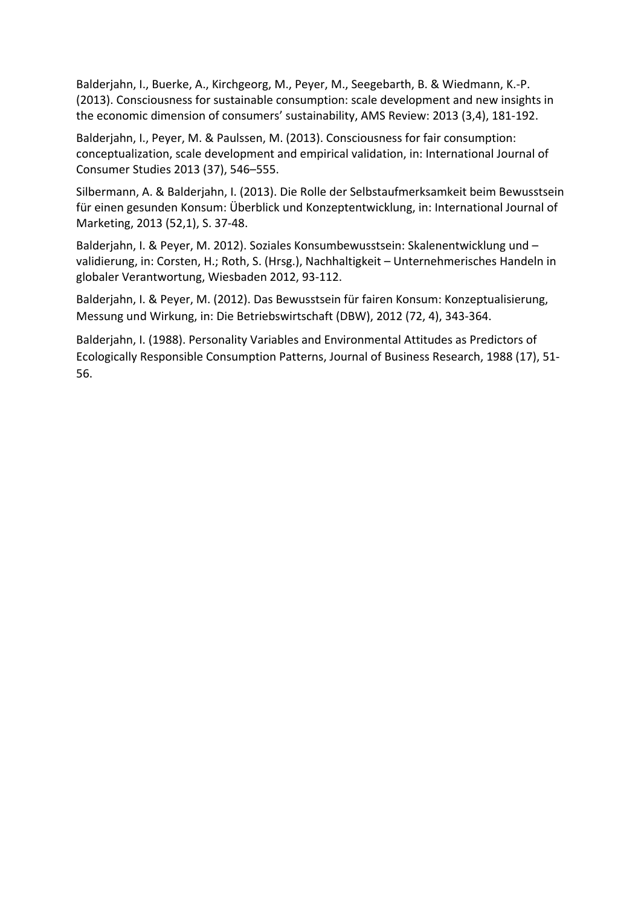Balderjahn, I., Buerke, A., Kirchgeorg, M., Peyer, M., Seegebarth, B. & Wiedmann, K.-P. (2013). Consciousness for sustainable consumption: scale development and new insights in the economic dimension of consumers' sustainability, AMS Review: 2013 (3,4), 181-192.

Balderjahn, I., Peyer, M. & Paulssen, M. (2013). Consciousness for fair consumption: conceptualization, scale development and empirical validation, in: International Journal of Consumer Studies 2013 (37), 546–555.

Silbermann, A. & Balderjahn, I. (2013). Die Rolle der Selbstaufmerksamkeit beim Bewusstsein für einen gesunden Konsum: Überblick und Konzeptentwicklung, in: International Journal of Marketing, 2013 (52,1), S. 37-48.

Balderjahn, I. & Peyer, M. 2012). Soziales Konsumbewusstsein: Skalenentwicklung und –validierung, in: Corsten, H.; Roth, S. (Hrsg.), Nachhaltigkeit – Unternehmerisches Handeln in globaler Verantwortung, Wiesbaden 2012, 93-112.

Balderjahn, I. & Peyer, M. (2012). Das Bewusstsein für fairen Konsum: Konzeptualisierung, Messung und Wirkung, in: Die Betriebswirtschaft (DBW), 2012 (72, 4), 343-364.

Balderjahn, I. (1988). Personality Variables and Environmental Attitudes as Predictors of Ecologically Responsible Consumption Patterns, Journal of Business Research, 1988 (17), 51-56.